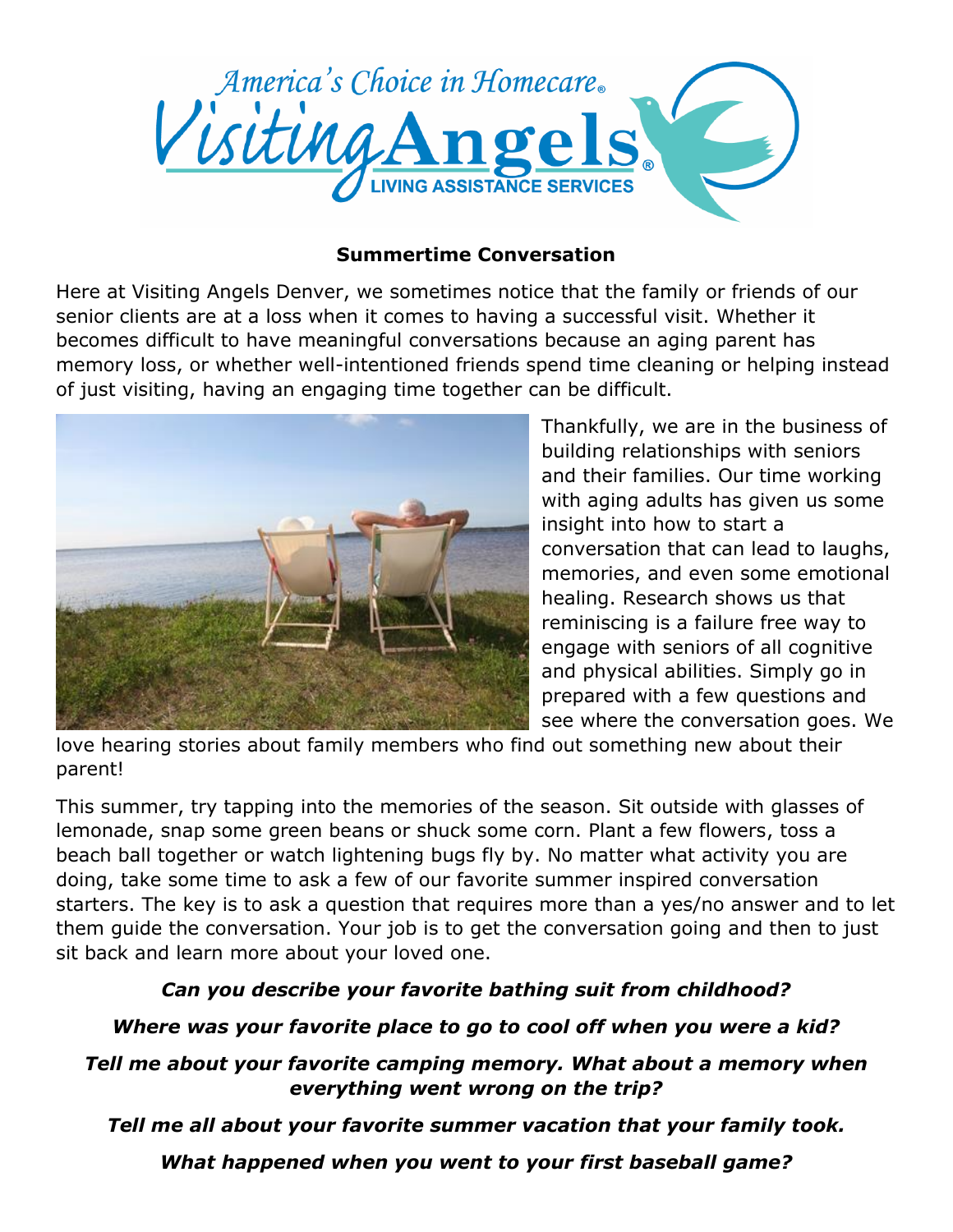America's Choice in Homecare®

Visiting Angels®

LIVING ASSISTANCE SERVICES

## Summertime Conversation

Here at Visiting Angels Denver, we sometimes notice that the family or friends of our senior clients are at a loss when it comes to having a successful visit. Whether it becomes difficult to have meaningful conversations because an aging parent has memory loss, or whether well-intentioned friends spend time cleaning or helping instead of just visiting, having an engaging time together can be difficult.

Thankfully, we are in the business of building relationships with seniors and their families. Our time working with aging adults has given us some insight into how to start a conversation that can lead to laughs, memories, and even some emotional healing. Research shows us that reminiscing is a failure free way to engage with seniors of all cognitive and physical abilities. Simply go in prepared with a few questions and see where the conversation goes. We love hearing stories about family members who find out something new about their parent!

This summer, try tapping into the memories of the season. Sit outside with glasses of lemonade, snap some green beans or shuck some corn. Plant a few flowers, toss a beach ball together or watch lightening bugs fly by. No matter what activity you are doing, take some time to ask a few of our favorite summer inspired conversation starters. The key is to ask a question that requires more than a yes/no answer and to let them guide the conversation. Your job is to get the conversation going and then to just sit back and learn more about your loved one.

***Can you describe your favorite bathing suit from childhood?***

***Where was your favorite place to go to cool off when you were a kid?***

***Tell me about your favorite camping memory. What about a memory when everything went wrong on the trip?***

***Tell me all about your favorite summer vacation that your family took.***

***What happened when you went to your first baseball game?***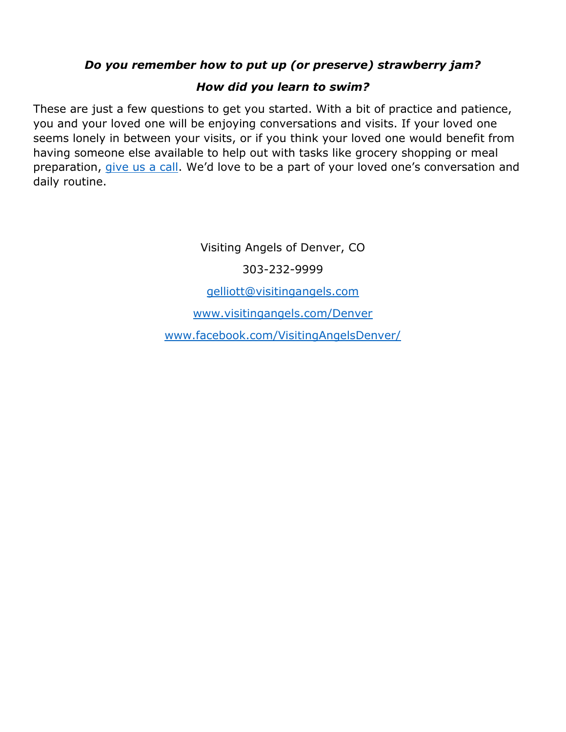***Do you remember how to put up (or preserve) strawberry jam?***

***How did you learn to swim?***

These are just a few questions to get you started. With a bit of practice and patience, you and your loved one will be enjoying conversations and visits. If your loved one seems lonely in between your visits, or if you think your loved one would benefit from having someone else available to help out with tasks like grocery shopping or meal preparation, give us a call. We'd love to be a part of your loved one's conversation and daily routine.

Visiting Angels of Denver, CO

303-232-9999

gelliott@visitingangels.com

www.visitingangels.com/Denver

www.facebook.com/VisitingAngelsDenver/